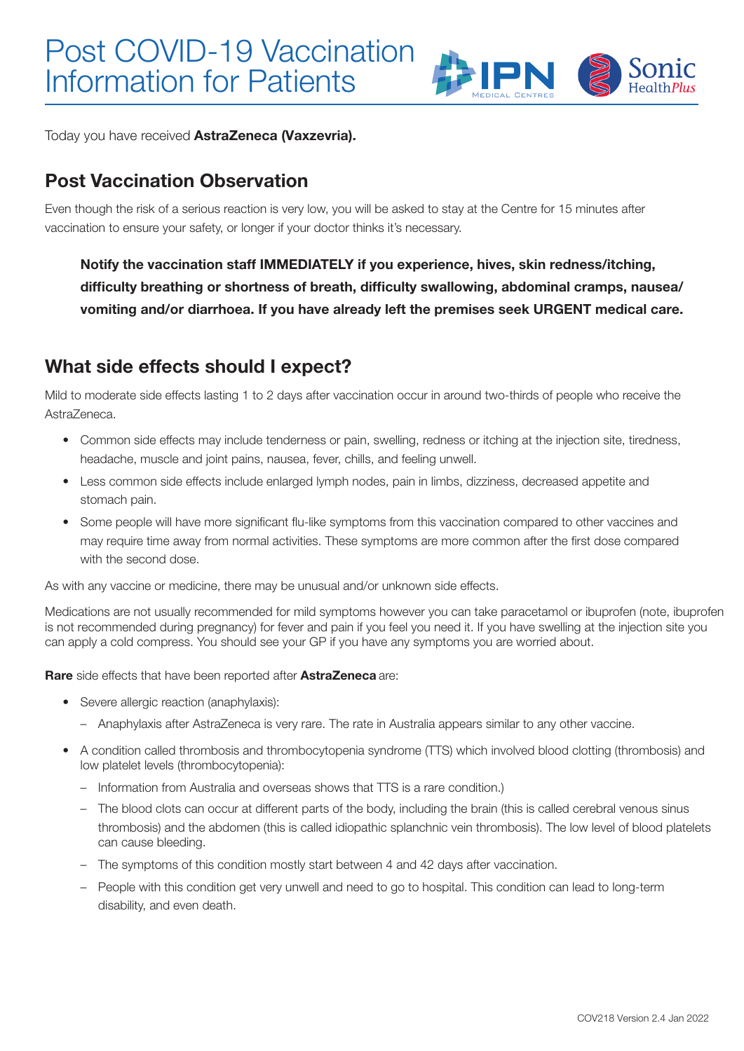# Post COVID-19 Vaccination Information for Patients

Today you have received **AstraZeneca (Vaxzevria).**

## Post Vaccination Observation

Even though the risk of a serious reaction is very low, you will be asked to stay at the Centre for 15 minutes after vaccination to ensure your safety, or longer if your doctor thinks it's necessary.

> **Notify the vaccination staff IMMEDIATELY if you experience, hives, skin redness/itching, difficulty breathing or shortness of breath, difficulty swallowing, abdominal cramps, nausea/vomiting and/or diarrhoea. If you have already left the premises seek URGENT medical care.**

## What side effects should I expect?

Mild to moderate side effects lasting 1 to 2 days after vaccination occur in around two-thirds of people who receive the AstraZeneca.

- Common side effects may include tenderness or pain, swelling, redness or itching at the injection site, tiredness, headache, muscle and joint pains, nausea, fever, chills, and feeling unwell.
- Less common side effects include enlarged lymph nodes, pain in limbs, dizziness, decreased appetite and stomach pain.
- Some people will have more significant flu-like symptoms from this vaccination compared to other vaccines and may require time away from normal activities. These symptoms are more common after the first dose compared with the second dose.

As with any vaccine or medicine, there may be unusual and/or unknown side effects.

Medications are not usually recommended for mild symptoms however you can take paracetamol or ibuprofen (note, ibuprofen is not recommended during pregnancy) for fever and pain if you feel you need it. If you have swelling at the injection site you can apply a cold compress. You should see your GP if you have any symptoms you are worried about.

**Rare** side effects that have been reported after **AstraZeneca** are:

- Severe allergic reaction (anaphylaxis):
  - Anaphylaxis after AstraZeneca is very rare. The rate in Australia appears similar to any other vaccine.
- A condition called thrombosis and thrombocytopenia syndrome (TTS) which involved blood clotting (thrombosis) and low platelet levels (thrombocytopenia):
  - Information from Australia and overseas shows that TTS is a rare condition.)
  - The blood clots can occur at different parts of the body, including the brain (this is called cerebral venous sinus thrombosis) and the abdomen (this is called idiopathic splanchnic vein thrombosis). The low level of blood platelets can cause bleeding.
  - The symptoms of this condition mostly start between 4 and 42 days after vaccination.
  - People with this condition get very unwell and need to go to hospital. This condition can lead to long-term disability, and even death.

COV218 Version 2.4 Jan 2022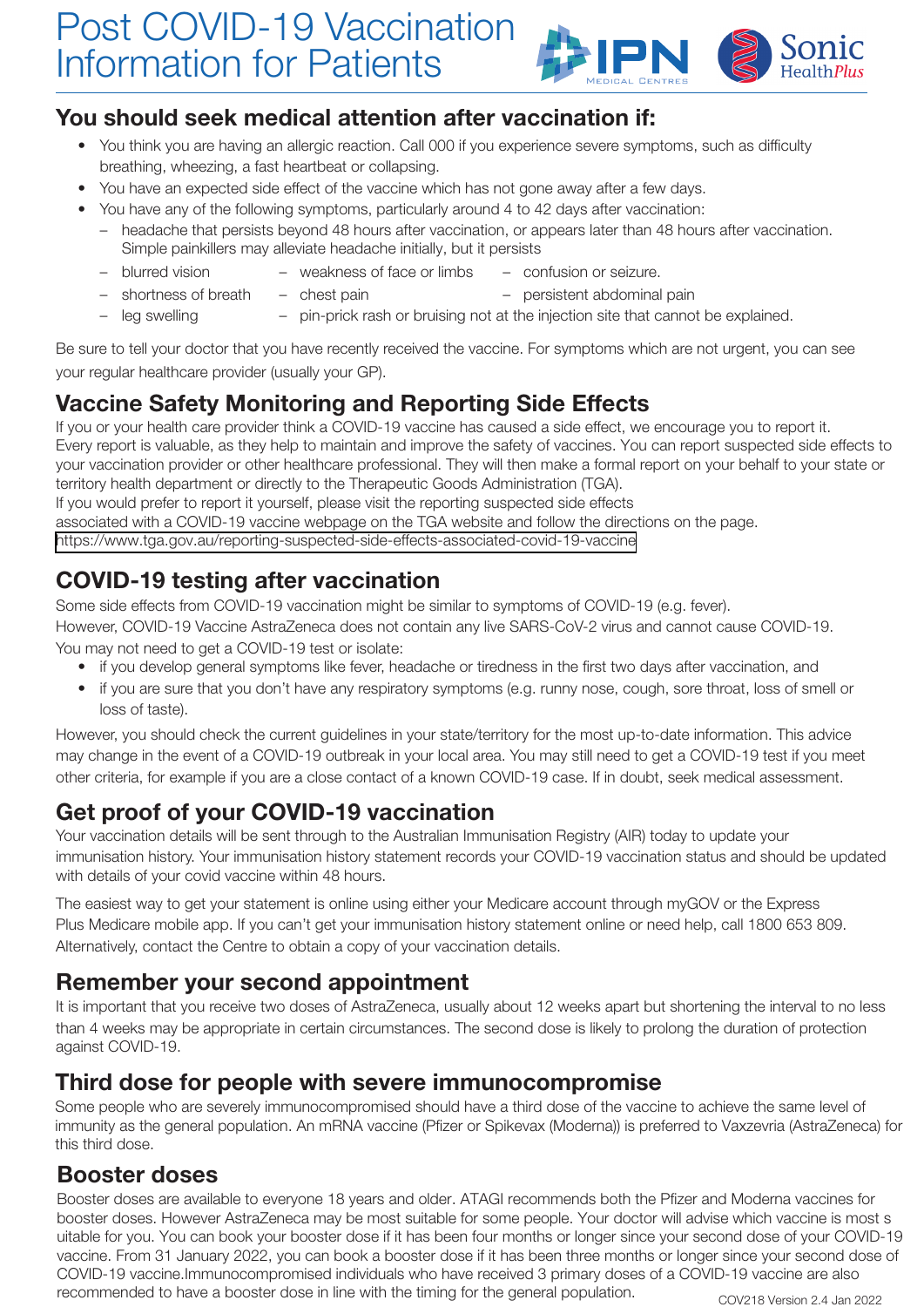# Post COVID-19 Vaccination Information for Patients

## You should seek medical attention after vaccination if:

- You think you are having an allergic reaction. Call 000 if you experience severe symptoms, such as difficulty breathing, wheezing, a fast heartbeat or collapsing.
- You have an expected side effect of the vaccine which has not gone away after a few days.
- You have any of the following symptoms, particularly around 4 to 42 days after vaccination:
  - headache that persists beyond 48 hours after vaccination, or appears later than 48 hours after vaccination. Simple painkillers may alleviate headache initially, but it persists
  - blurred vision
  - weakness of face or limbs
  - confusion or seizure.
  - shortness of breath
  - chest pain
  - persistent abdominal pain
  - leg swelling
  - pin-prick rash or bruising not at the injection site that cannot be explained.

Be sure to tell your doctor that you have recently received the vaccine. For symptoms which are not urgent, you can see your regular healthcare provider (usually your GP).

## Vaccine Safety Monitoring and Reporting Side Effects

If you or your health care provider think a COVID-19 vaccine has caused a side effect, we encourage you to report it. Every report is valuable, as they help to maintain and improve the safety of vaccines. You can report suspected side effects to your vaccination provider or other healthcare professional. They will then make a formal report on your behalf to your state or territory health department or directly to the Therapeutic Goods Administration (TGA).
If you would prefer to report it yourself, please visit the reporting suspected side effects associated with a COVID-19 vaccine webpage on the TGA website and follow the directions on the page.
https://www.tga.gov.au/reporting-suspected-side-effects-associated-covid-19-vaccine

## COVID-19 testing after vaccination

Some side effects from COVID-19 vaccination might be similar to symptoms of COVID-19 (e.g. fever).
However, COVID-19 Vaccine AstraZeneca does not contain any live SARS-CoV-2 virus and cannot cause COVID-19.
You may not need to get a COVID-19 test or isolate:

- if you develop general symptoms like fever, headache or tiredness in the first two days after vaccination, and
- if you are sure that you don't have any respiratory symptoms (e.g. runny nose, cough, sore throat, loss of smell or loss of taste).

However, you should check the current guidelines in your state/territory for the most up-to-date information. This advice may change in the event of a COVID-19 outbreak in your local area. You may still need to get a COVID-19 test if you meet other criteria, for example if you are a close contact of a known COVID-19 case. If in doubt, seek medical assessment.

## Get proof of your COVID-19 vaccination

Your vaccination details will be sent through to the Australian Immunisation Registry (AIR) today to update your immunisation history. Your immunisation history statement records your COVID-19 vaccination status and should be updated with details of your covid vaccine within 48 hours.

The easiest way to get your statement is online using either your Medicare account through myGOV or the Express Plus Medicare mobile app. If you can't get your immunisation history statement online or need help, call 1800 653 809. Alternatively, contact the Centre to obtain a copy of your vaccination details.

## Remember your second appointment

It is important that you receive two doses of AstraZeneca, usually about 12 weeks apart but shortening the interval to no less than 4 weeks may be appropriate in certain circumstances. The second dose is likely to prolong the duration of protection against COVID-19.

## Third dose for people with severe immunocompromise

Some people who are severely immunocompromised should have a third dose of the vaccine to achieve the same level of immunity as the general population. An mRNA vaccine (Pfizer or Spikevax (Moderna)) is preferred to Vaxzevria (AstraZeneca) for this third dose.

## Booster doses

Booster doses are available to everyone 18 years and older. ATAGI recommends both the Pfizer and Moderna vaccines for booster doses. However AstraZeneca may be most suitable for some people. Your doctor will advise which vaccine is most s uitable for you. You can book your booster dose if it has been four months or longer since your second dose of your COVID-19 vaccine. From 31 January 2022, you can book a booster dose if it has been three months or longer since your second dose of COVID-19 vaccine.Immunocompromised individuals who have received 3 primary doses of a COVID-19 vaccine are also recommended to have a booster dose in line with the timing for the general population.

COV218 Version 2.4 Jan 2022